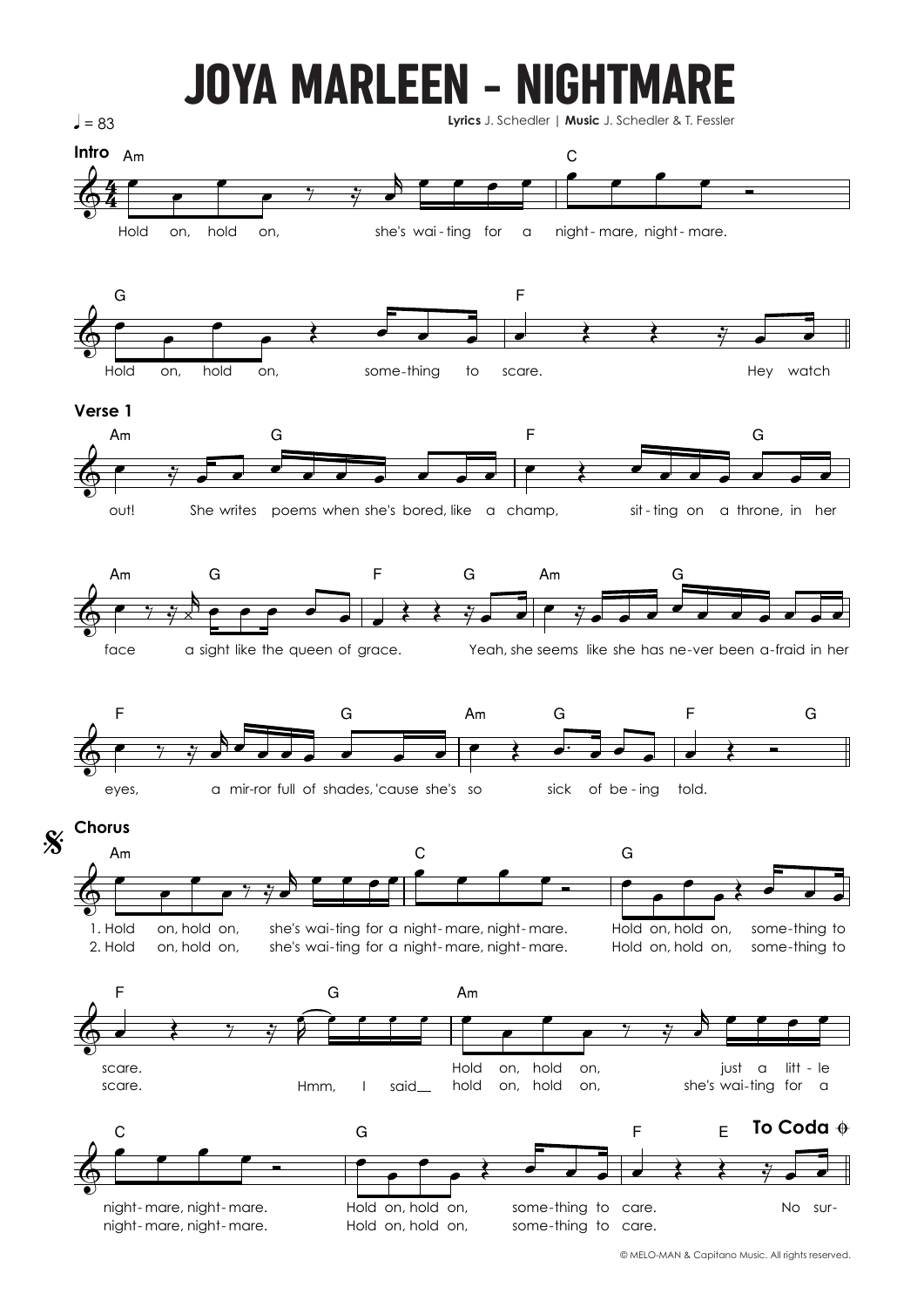# JOYA MARLEEN - NIGHTMARE

♩ = 83

**Lyrics** J. Schedler | **Music** J. Schedler & T. Fessler

**Intro**

Am | C
Hold on, hold on, she's wai-ting for a night-mare, night-mare.

G | F
Hold on, hold on, some-thing to scare. Hey watch

**Verse 1**

Am G | F G
out! She writes poems when she's bored, like a champ, sit-ting on a throne, in her

Am G | F G | Am G
face a sight like the queen of grace. Yeah, she seems like she has ne-ver been a-fraid in her

F G | Am G | F G
eyes, a mir-ror full of shades, 'cause she's so sick of be-ing told.

**Chorus**

Am | C | G
1. Hold on, hold on, she's wai-ting for a night-mare, night-mare. Hold on, hold on, some-thing to
2. Hold on, hold on, she's wai-ting for a night-mare, night-mare. Hold on, hold on, some-thing to

F G | Am
scare. Hold on, hold on, just a litt-le
scare. Hmm, I said hold on, hold on, she's wai-ting for a

C | G | F E **To Coda** ⊕
night-mare, night-mare. Hold on, hold on, some-thing to care. No sur-
night-mare, night-mare. Hold on, hold on, some-thing to care.

© MELO-MAN & Capitano Music. All rights reserved.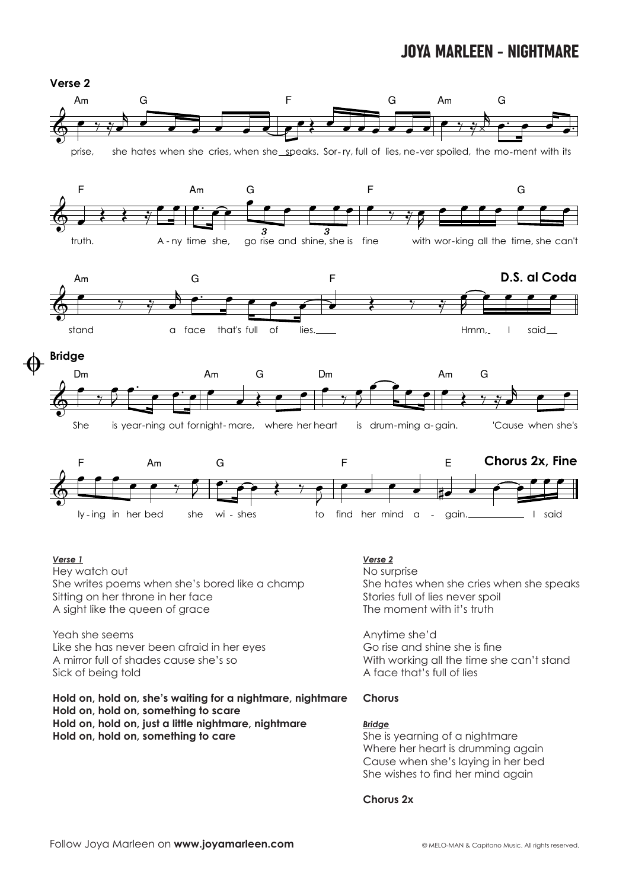# JOYA MARLEEN - NIGHTMARE

**Verse 2**

Am G F G Am G

prise, she hates when she cries, when she speaks. Sor-ry, full of lies, ne-ver spoiled, the mo-ment with its

F Am G F G

truth. A-ny time she, go rise and shine, she is fine with wor-king all the time, she can't

Am G F **D.S. al Coda**

stand a face that's full of lies. Hmm, I said

**Bridge**

Dm Am G Dm Am G

She is year-ning out for night-mare, where her heart is drum-ming a-gain. 'Cause when she's

F Am G F E **Chorus 2x, Fine**

ly-ing in her bed she wi-shes to find her mind a-gain. I said

***Verse 1***

Hey watch out
She writes poems when she's bored like a champ
Sitting on her throne in her face
A sight like the queen of grace

Yeah she seems
Like she has never been afraid in her eyes
A mirror full of shades cause she's so
Sick of being told

**Hold on, hold on, she's waiting for a nightmare, nightmare**
**Hold on, hold on, something to scare**
**Hold on, hold on, just a little nightmare, nightmare**
**Hold on, hold on, something to care**

***Verse 2***

No surprise
She hates when she cries when she speaks
Stories full of lies never spoil
The moment with it's truth

Anytime she'd
Go rise and shine she is fine
With working all the time she can't stand
A face that's full of lies

**Chorus**

***Bridge***

She is yearning of a nightmare
Where her heart is drumming again
Cause when she's laying in her bed
She wishes to find her mind again

**Chorus 2x**

Follow Joya Marleen on **www.joyamarleen.com**

© MELO-MAN & Capitano Music. All rights reserved.